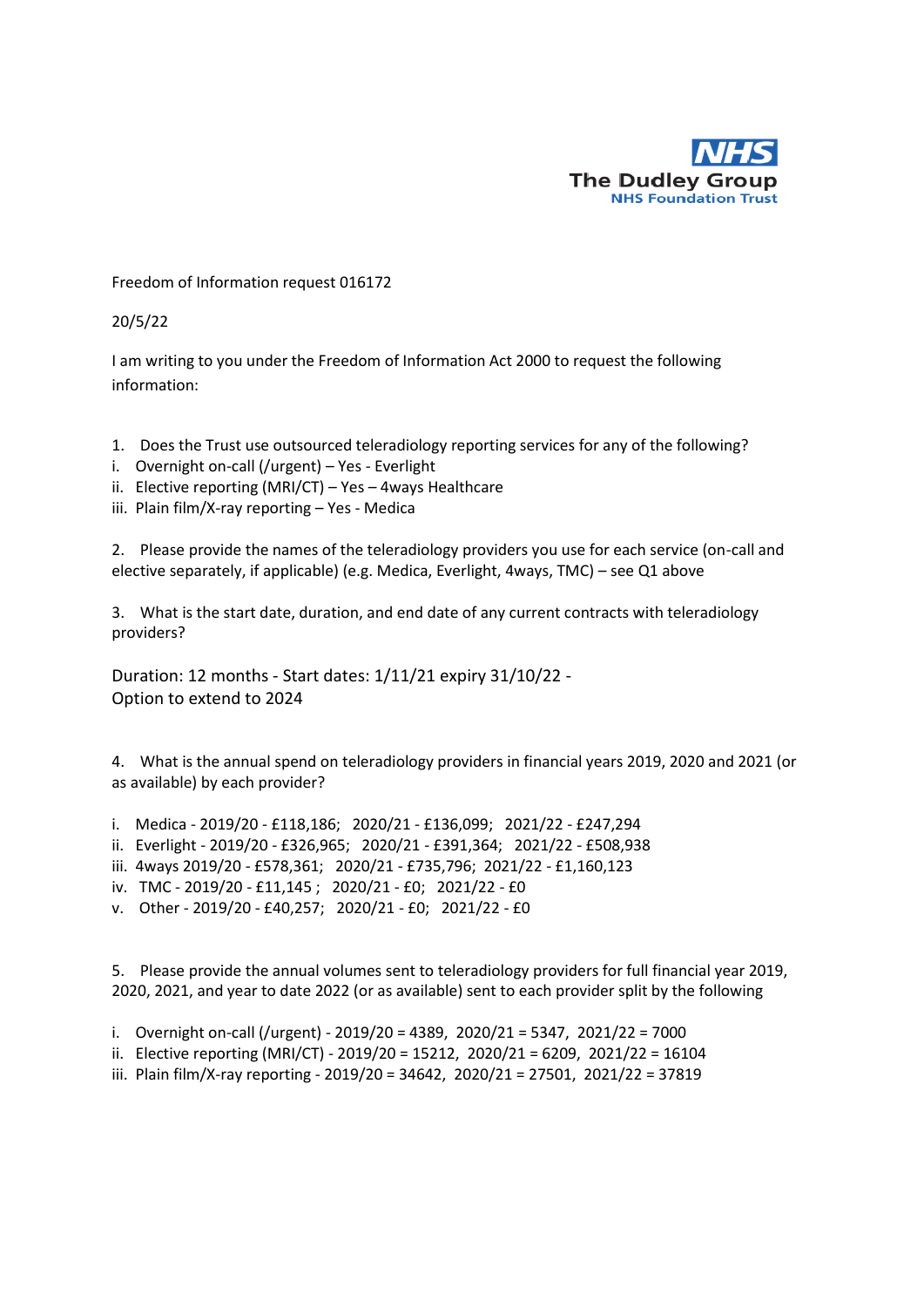NHS
The Dudley Group
NHS Foundation Trust

Freedom of Information request 016172

20/5/22

I am writing to you under the Freedom of Information Act 2000 to request the following information:

1. Does the Trust use outsourced teleradiology reporting services for any of the following?
   i. Overnight on-call (/urgent) – Yes - Everlight
   ii. Elective reporting (MRI/CT) – Yes – 4ways Healthcare
   iii. Plain film/X-ray reporting – Yes - Medica

2. Please provide the names of the teleradiology providers you use for each service (on-call and elective separately, if applicable) (e.g. Medica, Everlight, 4ways, TMC) – see Q1 above

3. What is the start date, duration, and end date of any current contracts with teleradiology providers?

Duration: 12 months - Start dates: 1/11/21 expiry 31/10/22 -
Option to extend to 2024

4. What is the annual spend on teleradiology providers in financial years 2019, 2020 and 2021 (or as available) by each provider?

   i. Medica - 2019/20 - £118,186; 2020/21 - £136,099; 2021/22 - £247,294
   ii. Everlight - 2019/20 - £326,965; 2020/21 - £391,364; 2021/22 - £508,938
   iii. 4ways 2019/20 - £578,361; 2020/21 - £735,796; 2021/22 - £1,160,123
   iv. TMC - 2019/20 - £11,145 ; 2020/21 - £0; 2021/22 - £0
   v. Other - 2019/20 - £40,257; 2020/21 - £0; 2021/22 - £0

5. Please provide the annual volumes sent to teleradiology providers for full financial year 2019, 2020, 2021, and year to date 2022 (or as available) sent to each provider split by the following

   i. Overnight on-call (/urgent) - 2019/20 = 4389, 2020/21 = 5347, 2021/22 = 7000
   ii. Elective reporting (MRI/CT) - 2019/20 = 15212, 2020/21 = 6209, 2021/22 = 16104
   iii. Plain film/X-ray reporting - 2019/20 = 34642, 2020/21 = 27501, 2021/22 = 37819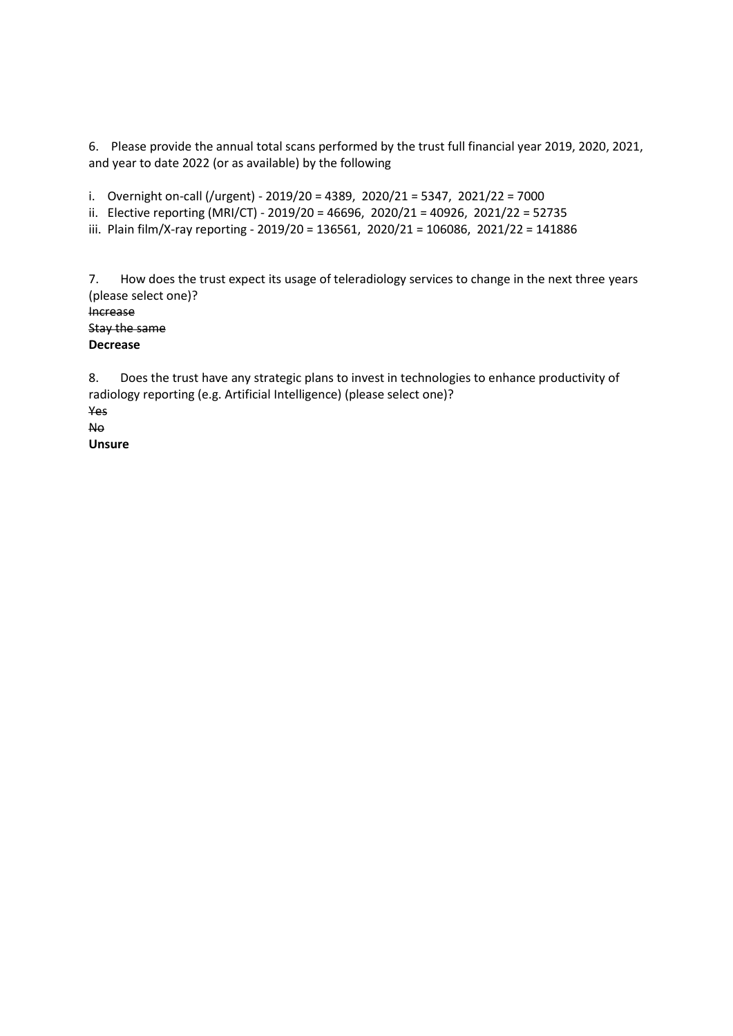6. Please provide the annual total scans performed by the trust full financial year 2019, 2020, 2021, and year to date 2022 (or as available) by the following

i. Overnight on-call (/urgent) - 2019/20 = 4389, 2020/21 = 5347, 2021/22 = 7000
ii. Elective reporting (MRI/CT) - 2019/20 = 46696, 2020/21 = 40926, 2021/22 = 52735
iii. Plain film/X-ray reporting - 2019/20 = 136561, 2020/21 = 106086, 2021/22 = 141886

7. How does the trust expect its usage of teleradiology services to change in the next three years (please select one)?
~~Increase~~
~~Stay the same~~
**Decrease**

8. Does the trust have any strategic plans to invest in technologies to enhance productivity of radiology reporting (e.g. Artificial Intelligence) (please select one)?
~~Yes~~
~~No~~
**Unsure**